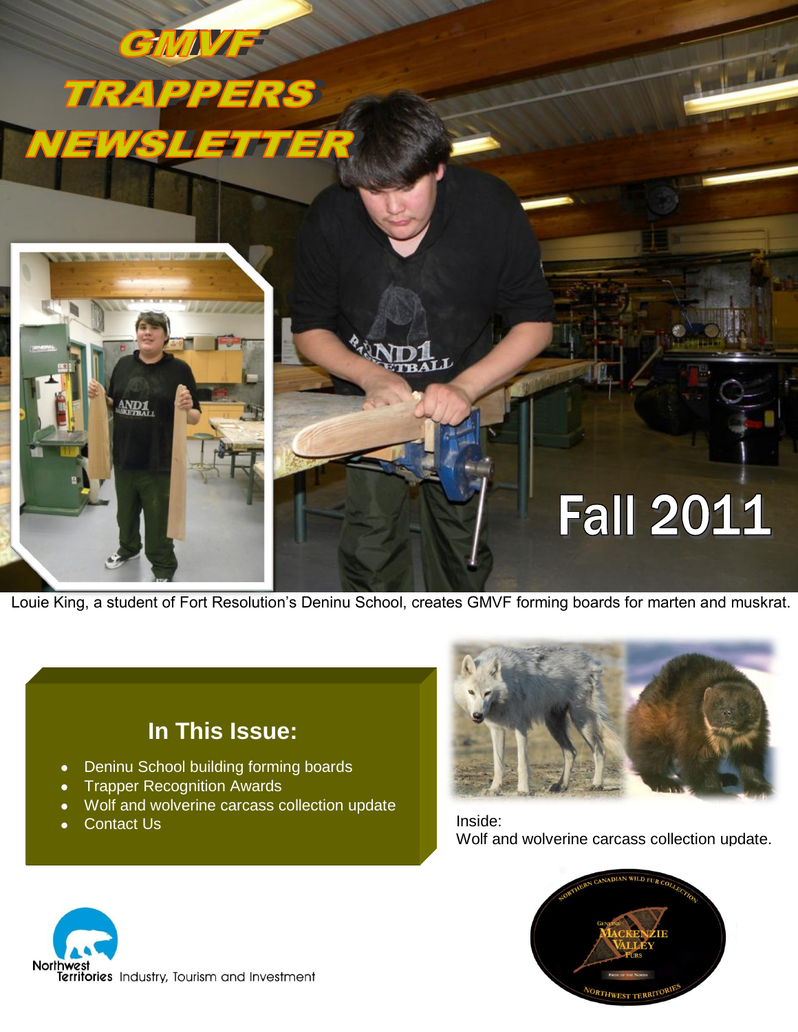# GMVF TRAPPERS NEWSLETTER

## Fall 2011

Louie King, a student of Fort Resolution's Deninu School, creates GMVF forming boards for marten and muskrat.

## In This Issue:

- Deninu School building forming boards
- Trapper Recognition Awards
- Wolf and wolverine carcass collection update
- Contact Us

Inside:
Wolf and wolverine carcass collection update.

Northwest Territories Industry, Tourism and Investment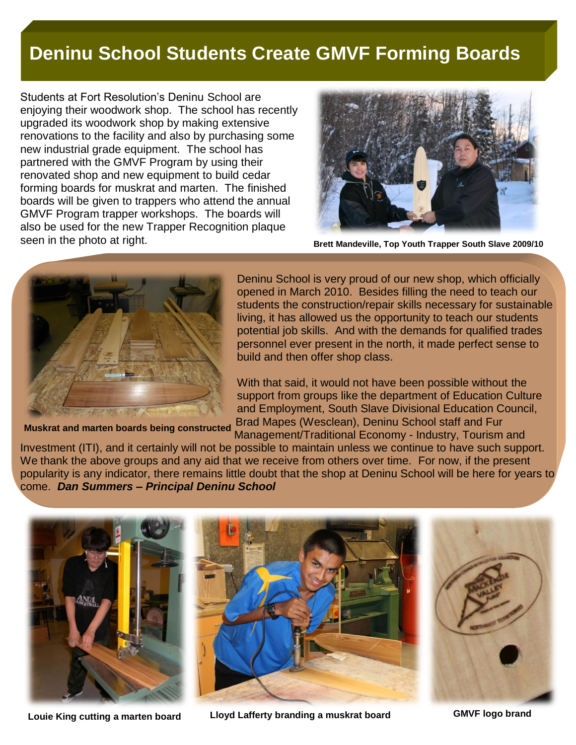# Deninu School Students Create GMVF Forming Boards

Students at Fort Resolution's Deninu School are enjoying their woodwork shop. The school has recently upgraded its woodwork shop by making extensive renovations to the facility and also by purchasing some new industrial grade equipment. The school has partnered with the GMVF Program by using their renovated shop and new equipment to build cedar forming boards for muskrat and marten. The finished boards will be given to trappers who attend the annual GMVF Program trapper workshops. The boards will also be used for the new Trapper Recognition plaque seen in the photo at right.

**Brett Mandeville, Top Youth Trapper South Slave 2009/10**

**Muskrat and marten boards being constructed**

Deninu School is very proud of our new shop, which officially opened in March 2010. Besides filling the need to teach our students the construction/repair skills necessary for sustainable living, it has allowed us the opportunity to teach our students potential job skills. And with the demands for qualified trades personnel ever present in the north, it made perfect sense to build and then offer shop class.

With that said, it would not have been possible without the support from groups like the department of Education Culture and Employment, South Slave Divisional Education Council, Brad Mapes (Wesclean), Deninu School staff and Fur Management/Traditional Economy - Industry, Tourism and Investment (ITI), and it certainly will not be possible to maintain unless we continue to have such support. We thank the above groups and any aid that we receive from others over time. For now, if the present popularity is any indicator, there remains little doubt that the shop at Deninu School will be here for years to come. ***Dan Summers – Principal Deninu School***

**Louie King cutting a marten board**

**Lloyd Lafferty branding a muskrat board**

**GMVF logo brand**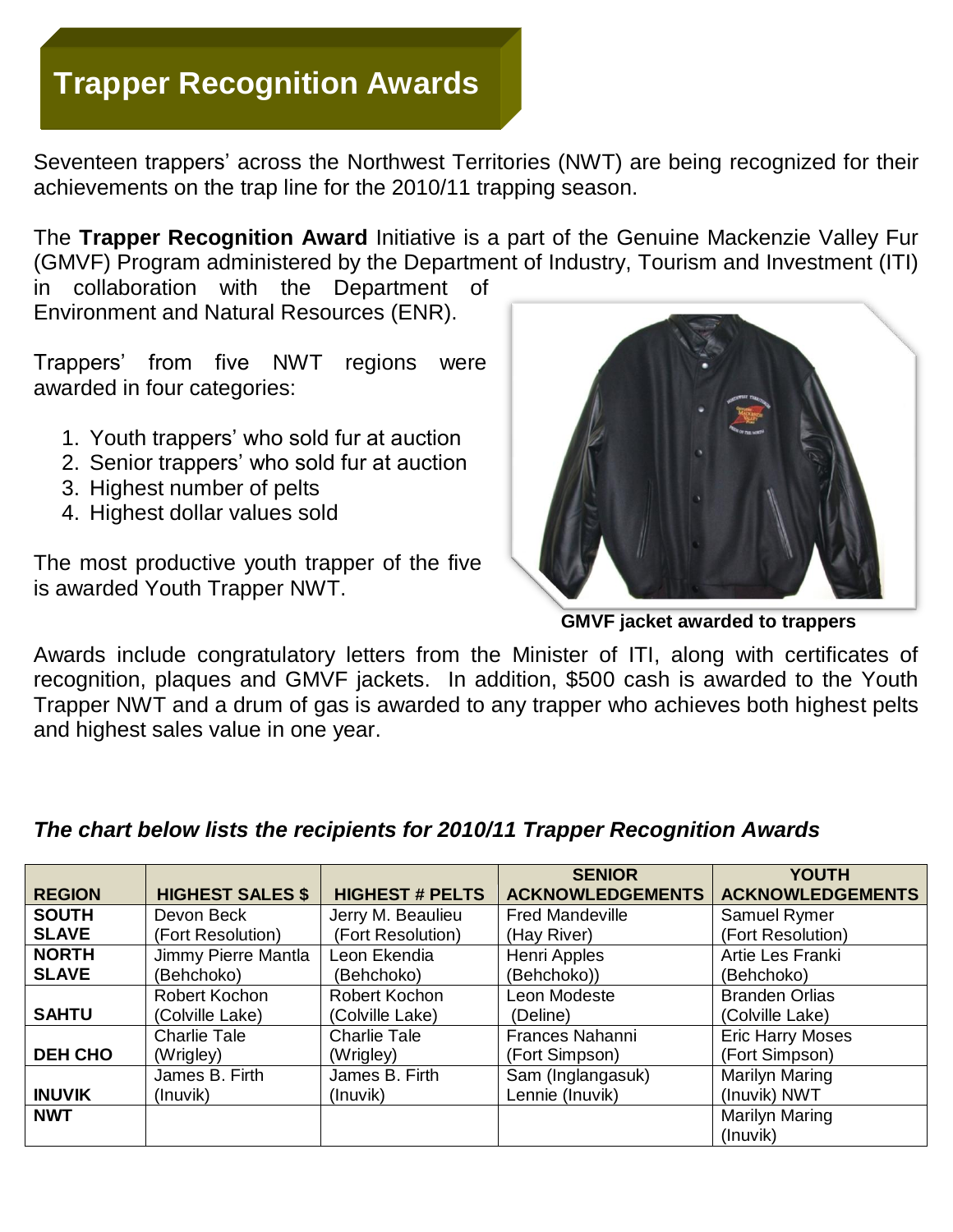# Trapper Recognition Awards

Seventeen trappers' across the Northwest Territories (NWT) are being recognized for their achievements on the trap line for the 2010/11 trapping season.

The **Trapper Recognition Award** Initiative is a part of the Genuine Mackenzie Valley Fur (GMVF) Program administered by the Department of Industry, Tourism and Investment (ITI) in collaboration with the Department of Environment and Natural Resources (ENR).

Trappers' from five NWT regions were awarded in four categories:

1. Youth trappers' who sold fur at auction
2. Senior trappers' who sold fur at auction
3. Highest number of pelts
4. Highest dollar values sold

The most productive youth trapper of the five is awarded Youth Trapper NWT.

**GMVF jacket awarded to trappers**

Awards include congratulatory letters from the Minister of ITI, along with certificates of recognition, plaques and GMVF jackets. In addition, $500 cash is awarded to the Youth Trapper NWT and a drum of gas is awarded to any trapper who achieves both highest pelts and highest sales value in one year.

***The chart below lists the recipients for 2010/11 Trapper Recognition Awards***

| REGION | HIGHEST SALES $ | HIGHEST # PELTS | SENIOR ACKNOWLEDGEMENTS | YOUTH ACKNOWLEDGEMENTS |
|---|---|---|---|---|
| **SOUTH SLAVE** | Devon Beck (Fort Resolution) | Jerry M. Beaulieu (Fort Resolution) | Fred Mandeville (Hay River) | Samuel Rymer (Fort Resolution) |
| **NORTH SLAVE** | Jimmy Pierre Mantla (Behchoko) | Leon Ekendia (Behchoko) | Henri Apples (Behchoko)) | Artie Les Franki (Behchoko) |
| **SAHTU** | Robert Kochon (Colville Lake) | Robert Kochon (Colville Lake) | Leon Modeste (Deline) | Branden Orlias (Colville Lake) |
| **DEH CHO** | Charlie Tale (Wrigley) | Charlie Tale (Wrigley) | Frances Nahanni (Fort Simpson) | Eric Harry Moses (Fort Simpson) |
| **INUVIK** | James B. Firth (Inuvik) | James B. Firth (Inuvik) | Sam (Inglangasuk) Lennie (Inuvik) | Marilyn Maring (Inuvik) NWT |
| **NWT** | | | | Marilyn Maring (Inuvik) |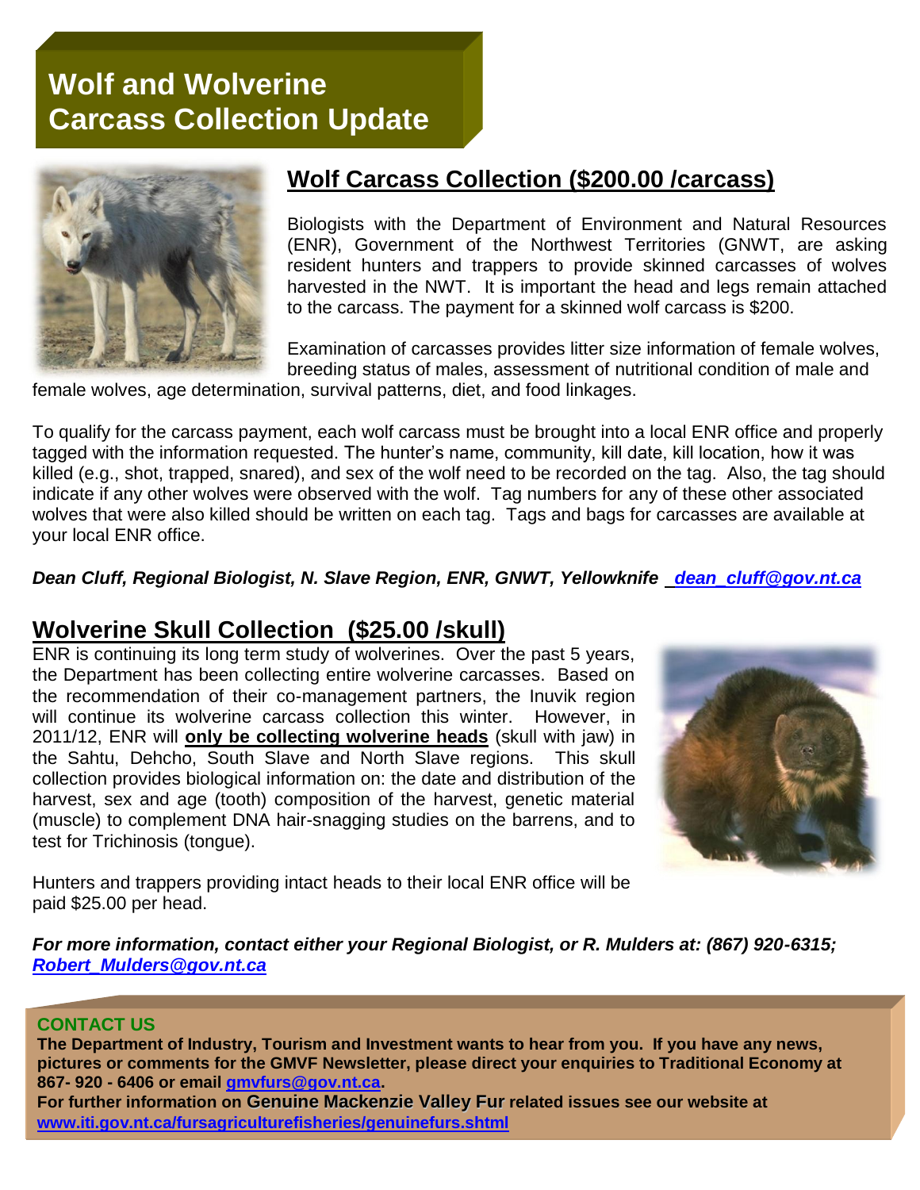# Wolf and Wolverine Carcass Collection Update

## Wolf Carcass Collection ($200.00 /carcass)

Biologists with the Department of Environment and Natural Resources (ENR), Government of the Northwest Territories (GNWT, are asking resident hunters and trappers to provide skinned carcasses of wolves harvested in the NWT. It is important the head and legs remain attached to the carcass. The payment for a skinned wolf carcass is $200.

Examination of carcasses provides litter size information of female wolves, breeding status of males, assessment of nutritional condition of male and female wolves, age determination, survival patterns, diet, and food linkages.

To qualify for the carcass payment, each wolf carcass must be brought into a local ENR office and properly tagged with the information requested. The hunter's name, community, kill date, kill location, how it was killed (e.g., shot, trapped, snared), and sex of the wolf need to be recorded on the tag. Also, the tag should indicate if any other wolves were observed with the wolf. Tag numbers for any of these other associated wolves that were also killed should be written on each tag. Tags and bags for carcasses are available at your local ENR office.

***Dean Cluff, Regional Biologist, N. Slave Region, ENR, GNWT, Yellowknife dean_cluff@gov.nt.ca***

## Wolverine Skull Collection ($25.00 /skull)

ENR is continuing its long term study of wolverines. Over the past 5 years, the Department has been collecting entire wolverine carcasses. Based on the recommendation of their co-management partners, the Inuvik region will continue its wolverine carcass collection this winter. However, in 2011/12, ENR will **only be collecting wolverine heads** (skull with jaw) in the Sahtu, Dehcho, South Slave and North Slave regions. This skull collection provides biological information on: the date and distribution of the harvest, sex and age (tooth) composition of the harvest, genetic material (muscle) to complement DNA hair-snagging studies on the barrens, and to test for Trichinosis (tongue).

Hunters and trappers providing intact heads to their local ENR office will be paid $25.00 per head.

***For more information, contact either your Regional Biologist, or R. Mulders at: (867) 920-6315; Robert_Mulders@gov.nt.ca***

**CONTACT US**

**The Department of Industry, Tourism and Investment wants to hear from you. If you have any news, pictures or comments for the GMVF Newsletter, please direct your enquiries to Traditional Economy at 867- 920 - 6406 or email gmvfurs@gov.nt.ca.**

**For further information on Genuine Mackenzie Valley Fur related issues see our website at www.iti.gov.nt.ca/fursagriculturefisheries/genuinefurs.shtml**